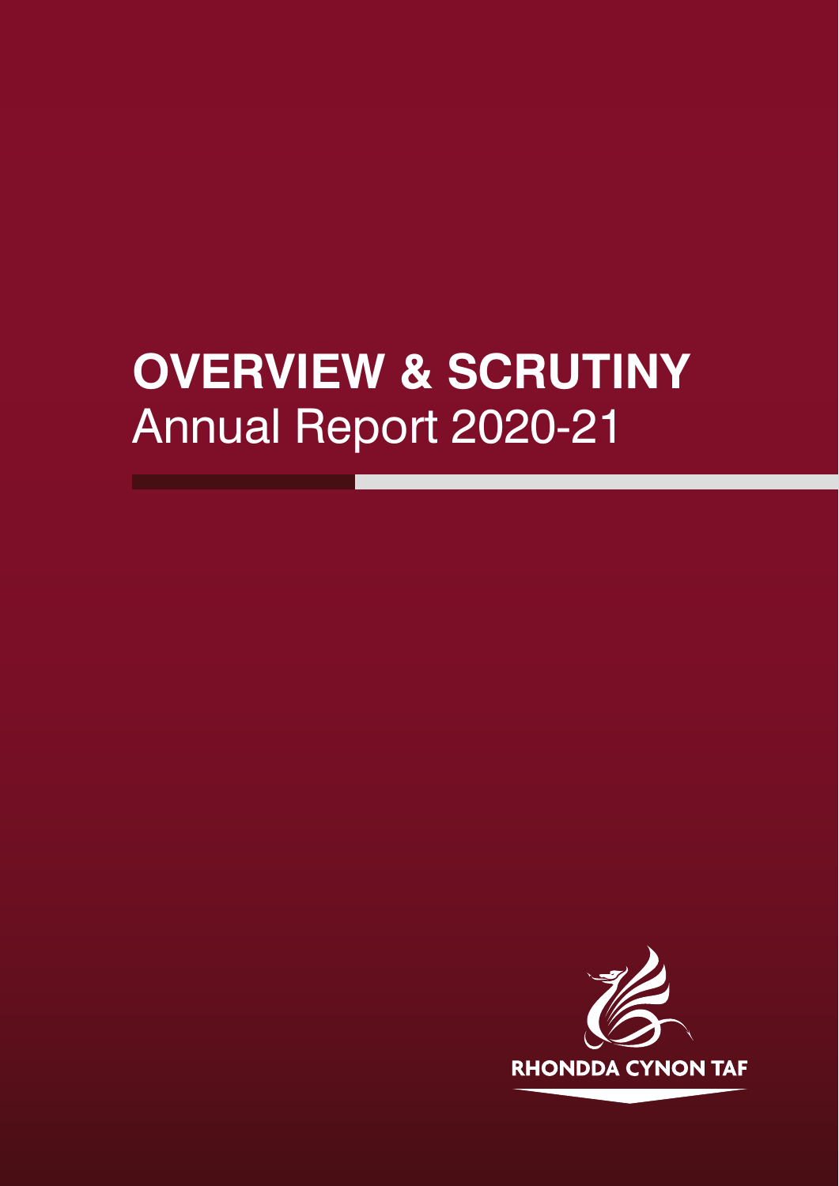# OVERVIEW & SCRUTINY
Annual Report 2020-21

RHONDDA CYNON TAF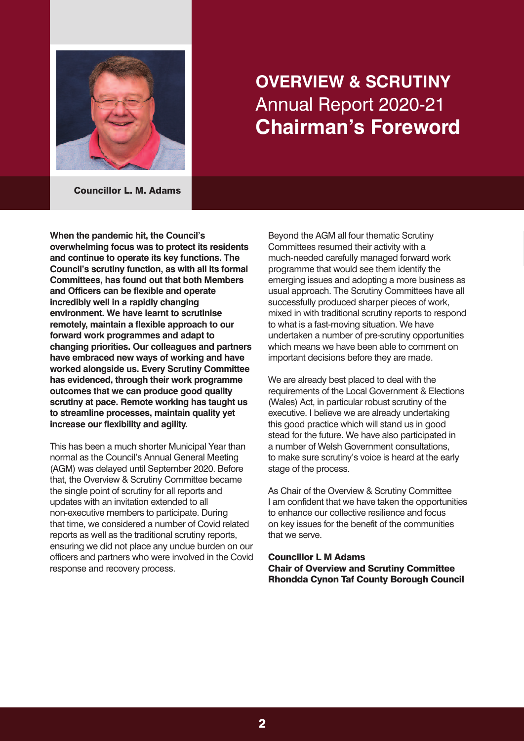# OVERVIEW & SCRUTINY
## Annual Report 2020-21
## Chairman's Foreword

**Councillor L. M. Adams**

**When the pandemic hit, the Council's overwhelming focus was to protect its residents and continue to operate its key functions. The Council's scrutiny function, as with all its formal Committees, has found out that both Members and Officers can be flexible and operate incredibly well in a rapidly changing environment. We have learnt to scrutinise remotely, maintain a flexible approach to our forward work programmes and adapt to changing priorities. Our colleagues and partners have embraced new ways of working and have worked alongside us. Every Scrutiny Committee has evidenced, through their work programme outcomes that we can produce good quality scrutiny at pace. Remote working has taught us to streamline processes, maintain quality yet increase our flexibility and agility.**

This has been a much shorter Municipal Year than normal as the Council's Annual General Meeting (AGM) was delayed until September 2020. Before that, the Overview & Scrutiny Committee became the single point of scrutiny for all reports and updates with an invitation extended to all non-executive members to participate. During that time, we considered a number of Covid related reports as well as the traditional scrutiny reports, ensuring we did not place any undue burden on our officers and partners who were involved in the Covid response and recovery process.

Beyond the AGM all four thematic Scrutiny Committees resumed their activity with a much-needed carefully managed forward work programme that would see them identify the emerging issues and adopting a more business as usual approach. The Scrutiny Committees have all successfully produced sharper pieces of work, mixed in with traditional scrutiny reports to respond to what is a fast-moving situation. We have undertaken a number of pre-scrutiny opportunities which means we have been able to comment on important decisions before they are made.

We are already best placed to deal with the requirements of the Local Government & Elections (Wales) Act, in particular robust scrutiny of the executive. I believe we are already undertaking this good practice which will stand us in good stead for the future. We have also participated in a number of Welsh Government consultations, to make sure scrutiny's voice is heard at the early stage of the process.

As Chair of the Overview & Scrutiny Committee I am confident that we have taken the opportunities to enhance our collective resilience and focus on key issues for the benefit of the communities that we serve.

**Councillor L M Adams**
**Chair of Overview and Scrutiny Committee**
**Rhondda Cynon Taf County Borough Council**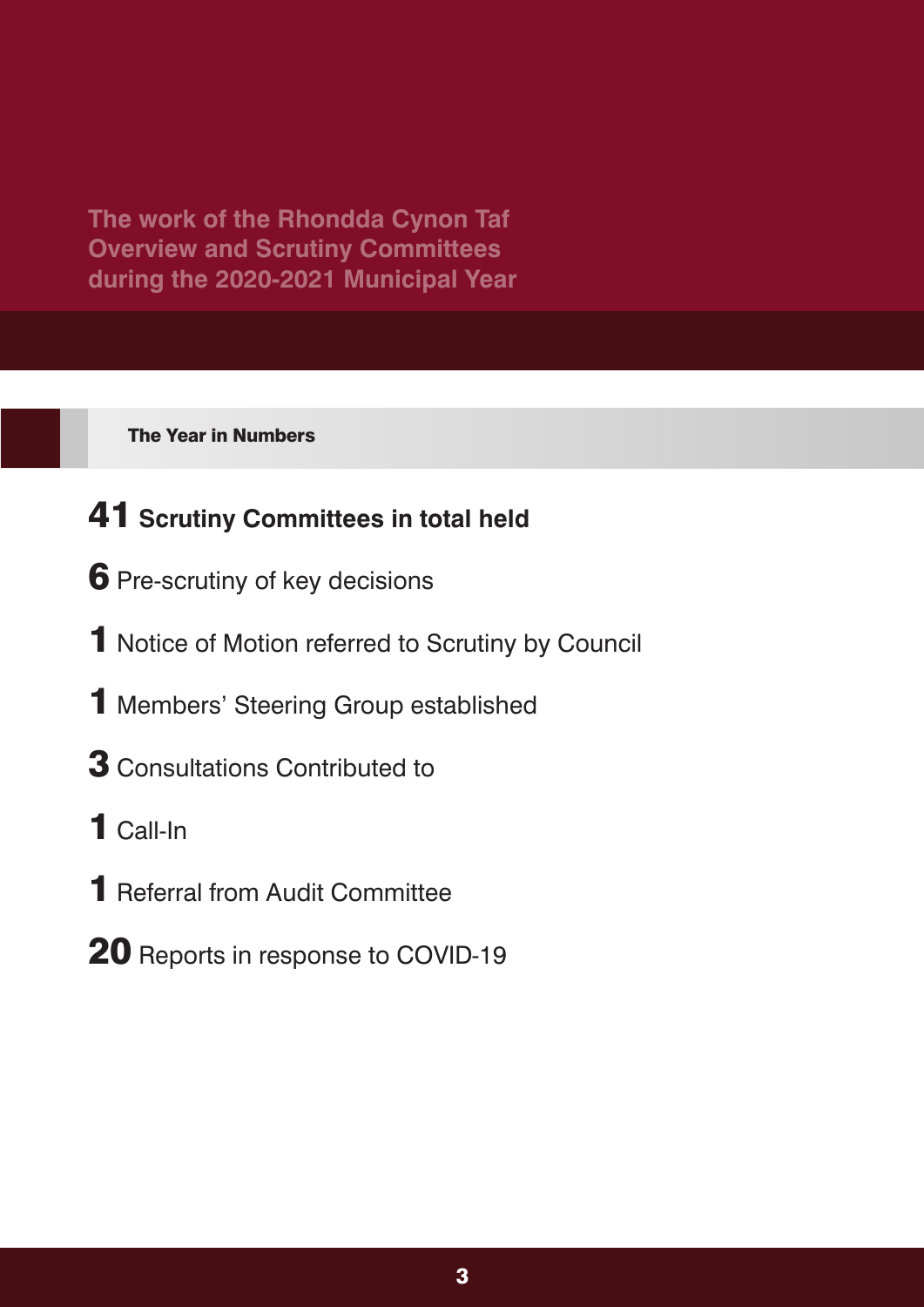# The work of the Rhondda Cynon Taf Overview and Scrutiny Committees during the 2020-2021 Municipal Year

## The Year in Numbers

**41 Scrutiny Committees in total held**

**6** Pre-scrutiny of key decisions

**1** Notice of Motion referred to Scrutiny by Council

**1** Members' Steering Group established

**3** Consultations Contributed to

**1** Call-In

**1** Referral from Audit Committee

**20** Reports in response to COVID-19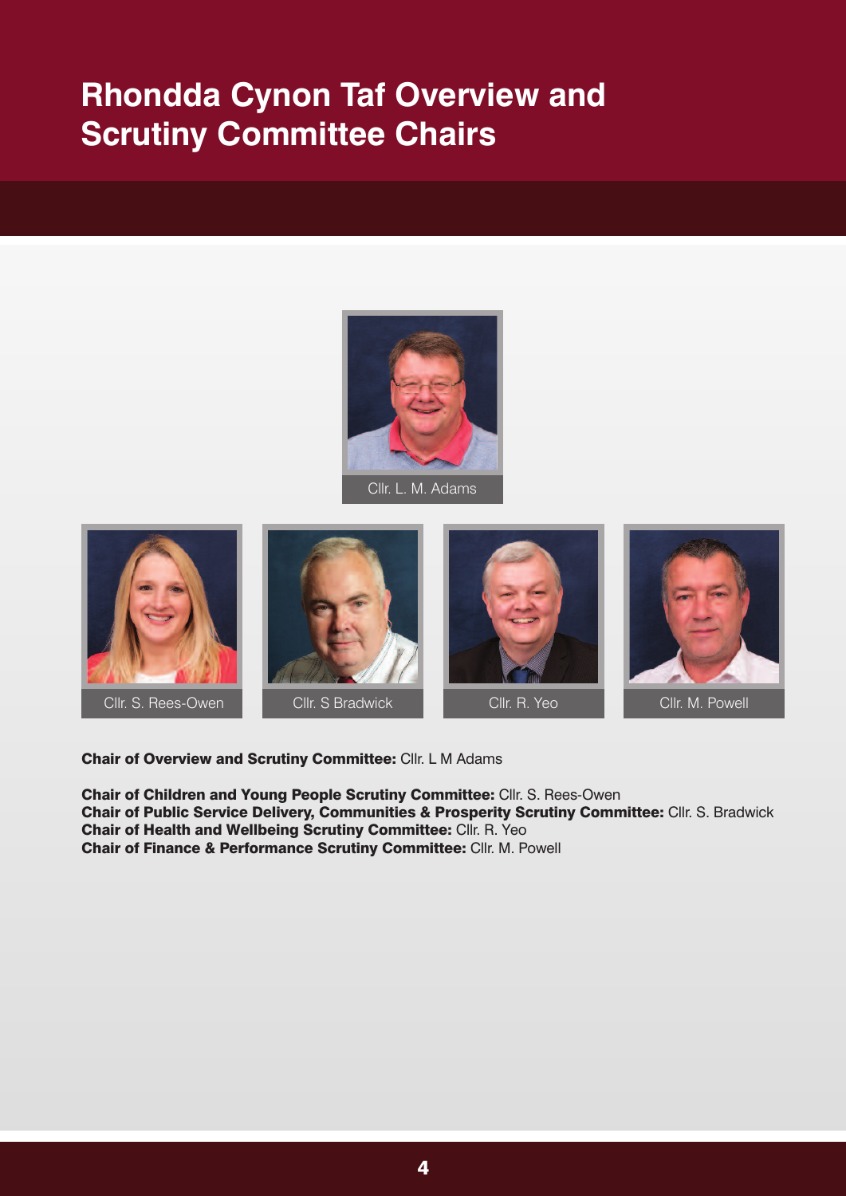# Rhondda Cynon Taf Overview and Scrutiny Committee Chairs

Cllr. L. M. Adams

Cllr. S. Rees-Owen

Cllr. S Bradwick

Cllr. R. Yeo

Cllr. M. Powell

**Chair of Overview and Scrutiny Committee:** Cllr. L M Adams

**Chair of Children and Young People Scrutiny Committee:** Cllr. S. Rees-Owen
**Chair of Public Service Delivery, Communities & Prosperity Scrutiny Committee:** Cllr. S. Bradwick
**Chair of Health and Wellbeing Scrutiny Committee:** Cllr. R. Yeo
**Chair of Finance & Performance Scrutiny Committee:** Cllr. M. Powell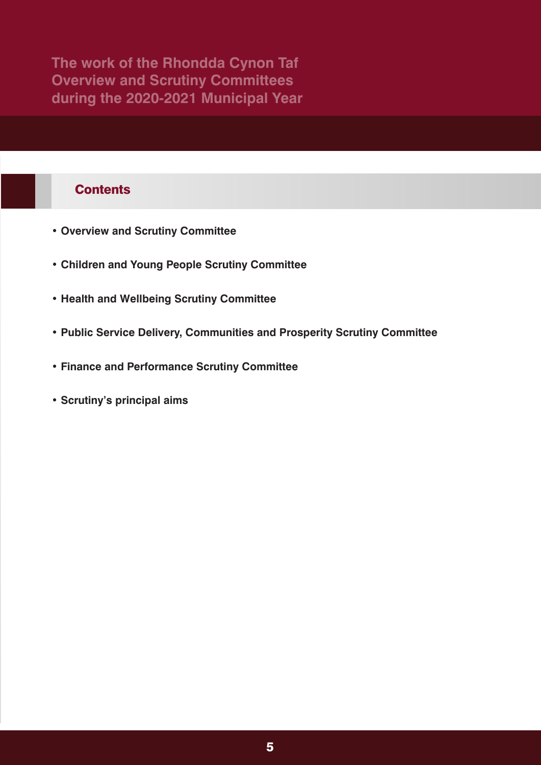# The work of the Rhondda Cynon Taf Overview and Scrutiny Committees during the 2020-2021 Municipal Year

## Contents

- **Overview and Scrutiny Committee**
- **Children and Young People Scrutiny Committee**
- **Health and Wellbeing Scrutiny Committee**
- **Public Service Delivery, Communities and Prosperity Scrutiny Committee**
- **Finance and Performance Scrutiny Committee**
- **Scrutiny's principal aims**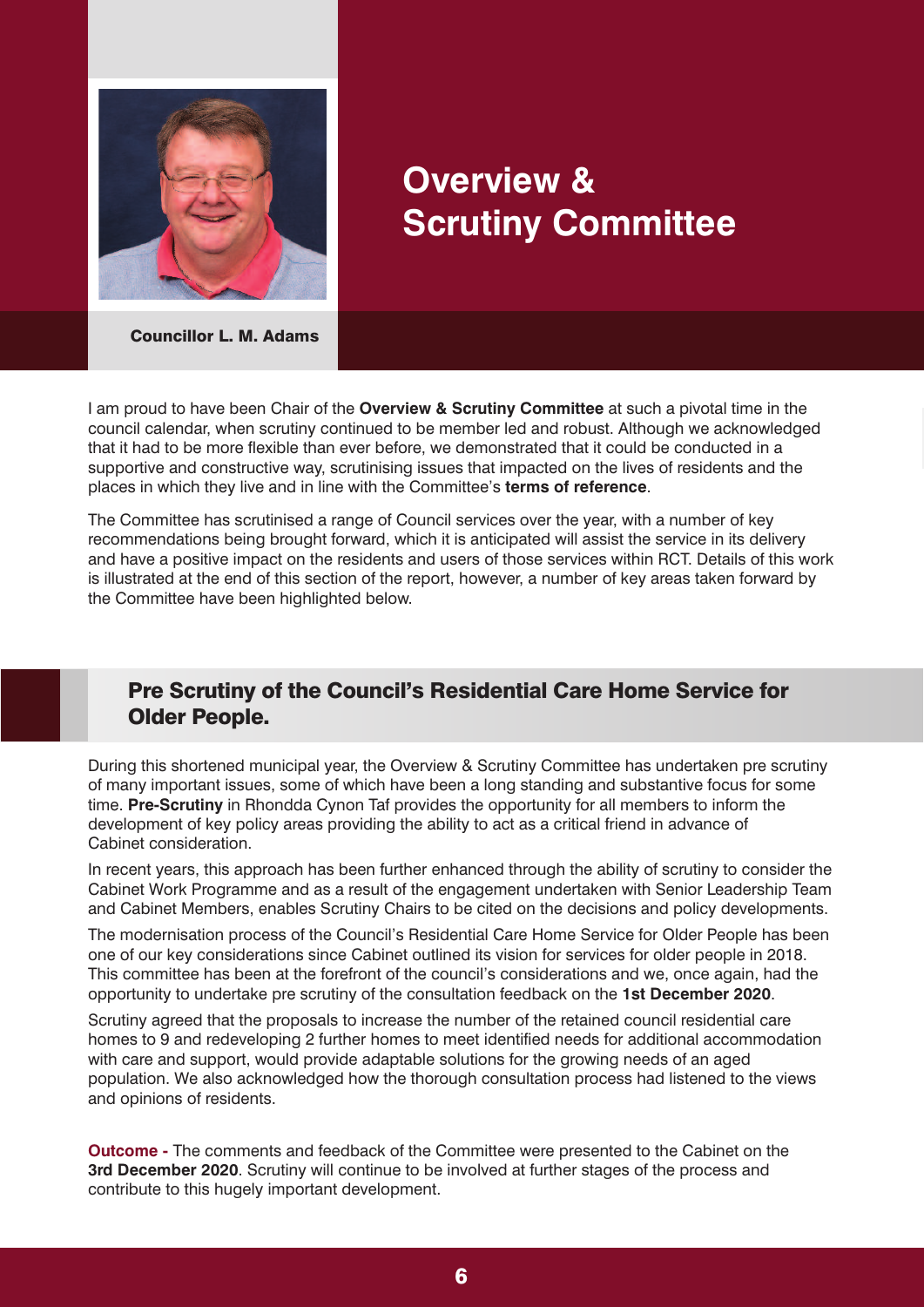# Overview & Scrutiny Committee

**Councillor L. M. Adams**

I am proud to have been Chair of the **Overview & Scrutiny Committee** at such a pivotal time in the council calendar, when scrutiny continued to be member led and robust. Although we acknowledged that it had to be more flexible than ever before, we demonstrated that it could be conducted in a supportive and constructive way, scrutinising issues that impacted on the lives of residents and the places in which they live and in line with the Committee's **terms of reference**.

The Committee has scrutinised a range of Council services over the year, with a number of key recommendations being brought forward, which it is anticipated will assist the service in its delivery and have a positive impact on the residents and users of those services within RCT. Details of this work is illustrated at the end of this section of the report, however, a number of key areas taken forward by the Committee have been highlighted below.

## Pre Scrutiny of the Council's Residential Care Home Service for Older People.

During this shortened municipal year, the Overview & Scrutiny Committee has undertaken pre scrutiny of many important issues, some of which have been a long standing and substantive focus for some time. **Pre-Scrutiny** in Rhondda Cynon Taf provides the opportunity for all members to inform the development of key policy areas providing the ability to act as a critical friend in advance of Cabinet consideration.

In recent years, this approach has been further enhanced through the ability of scrutiny to consider the Cabinet Work Programme and as a result of the engagement undertaken with Senior Leadership Team and Cabinet Members, enables Scrutiny Chairs to be cited on the decisions and policy developments.

The modernisation process of the Council's Residential Care Home Service for Older People has been one of our key considerations since Cabinet outlined its vision for services for older people in 2018. This committee has been at the forefront of the council's considerations and we, once again, had the opportunity to undertake pre scrutiny of the consultation feedback on the **1st December 2020**.

Scrutiny agreed that the proposals to increase the number of the retained council residential care homes to 9 and redeveloping 2 further homes to meet identified needs for additional accommodation with care and support, would provide adaptable solutions for the growing needs of an aged population. We also acknowledged how the thorough consultation process had listened to the views and opinions of residents.

**Outcome -** The comments and feedback of the Committee were presented to the Cabinet on the **3rd December 2020**. Scrutiny will continue to be involved at further stages of the process and contribute to this hugely important development.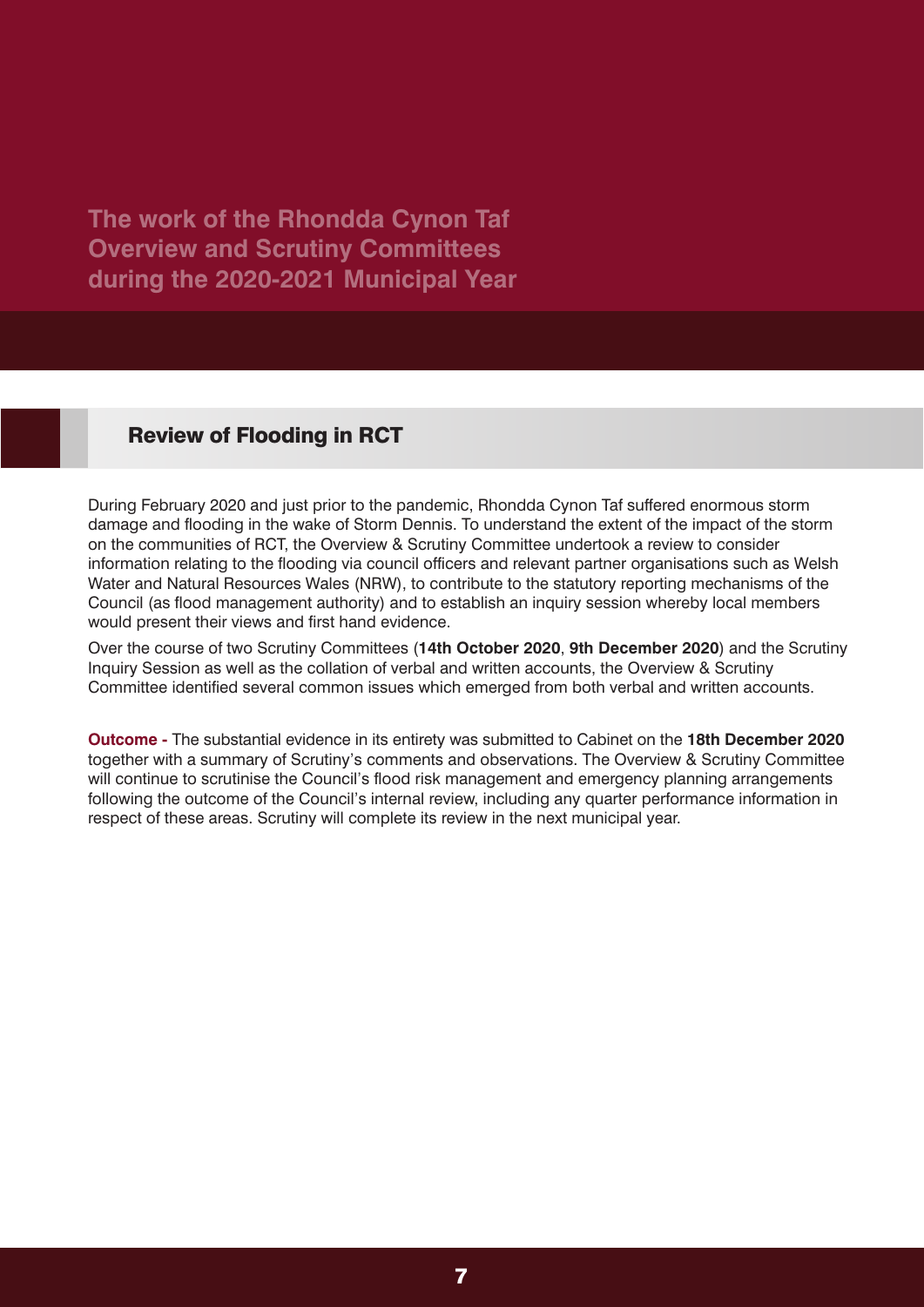# The work of the Rhondda Cynon Taf Overview and Scrutiny Committees during the 2020-2021 Municipal Year

## Review of Flooding in RCT

During February 2020 and just prior to the pandemic, Rhondda Cynon Taf suffered enormous storm damage and flooding in the wake of Storm Dennis. To understand the extent of the impact of the storm on the communities of RCT, the Overview & Scrutiny Committee undertook a review to consider information relating to the flooding via council officers and relevant partner organisations such as Welsh Water and Natural Resources Wales (NRW), to contribute to the statutory reporting mechanisms of the Council (as flood management authority) and to establish an inquiry session whereby local members would present their views and first hand evidence.

Over the course of two Scrutiny Committees (**14th October 2020**, **9th December 2020**) and the Scrutiny Inquiry Session as well as the collation of verbal and written accounts, the Overview & Scrutiny Committee identified several common issues which emerged from both verbal and written accounts.

**Outcome -** The substantial evidence in its entirety was submitted to Cabinet on the **18th December 2020** together with a summary of Scrutiny's comments and observations. The Overview & Scrutiny Committee will continue to scrutinise the Council's flood risk management and emergency planning arrangements following the outcome of the Council's internal review, including any quarter performance information in respect of these areas. Scrutiny will complete its review in the next municipal year.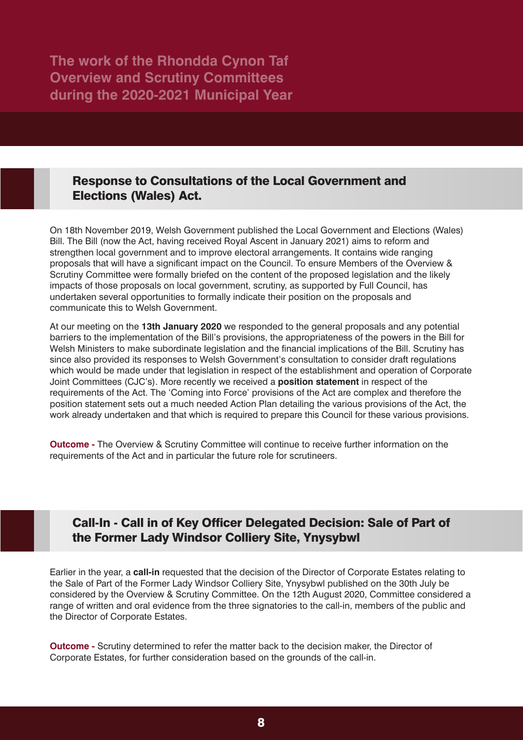# The work of the Rhondda Cynon Taf Overview and Scrutiny Committees during the 2020-2021 Municipal Year

## Response to Consultations of the Local Government and Elections (Wales) Act.

On 18th November 2019, Welsh Government published the Local Government and Elections (Wales) Bill. The Bill (now the Act, having received Royal Ascent in January 2021) aims to reform and strengthen local government and to improve electoral arrangements. It contains wide ranging proposals that will have a significant impact on the Council. To ensure Members of the Overview & Scrutiny Committee were formally briefed on the content of the proposed legislation and the likely impacts of those proposals on local government, scrutiny, as supported by Full Council, has undertaken several opportunities to formally indicate their position on the proposals and communicate this to Welsh Government.

At our meeting on the **13th January 2020** we responded to the general proposals and any potential barriers to the implementation of the Bill's provisions, the appropriateness of the powers in the Bill for Welsh Ministers to make subordinate legislation and the financial implications of the Bill. Scrutiny has since also provided its responses to Welsh Government's consultation to consider draft regulations which would be made under that legislation in respect of the establishment and operation of Corporate Joint Committees (CJC's). More recently we received a **position statement** in respect of the requirements of the Act. The 'Coming into Force' provisions of the Act are complex and therefore the position statement sets out a much needed Action Plan detailing the various provisions of the Act, the work already undertaken and that which is required to prepare this Council for these various provisions.

**Outcome -** The Overview & Scrutiny Committee will continue to receive further information on the requirements of the Act and in particular the future role for scrutineers.

## Call-In - Call in of Key Officer Delegated Decision: Sale of Part of the Former Lady Windsor Colliery Site, Ynysybwl

Earlier in the year, a **call-in** requested that the decision of the Director of Corporate Estates relating to the Sale of Part of the Former Lady Windsor Colliery Site, Ynysybwl published on the 30th July be considered by the Overview & Scrutiny Committee. On the 12th August 2020, Committee considered a range of written and oral evidence from the three signatories to the call-in, members of the public and the Director of Corporate Estates.

**Outcome -** Scrutiny determined to refer the matter back to the decision maker, the Director of Corporate Estates, for further consideration based on the grounds of the call-in.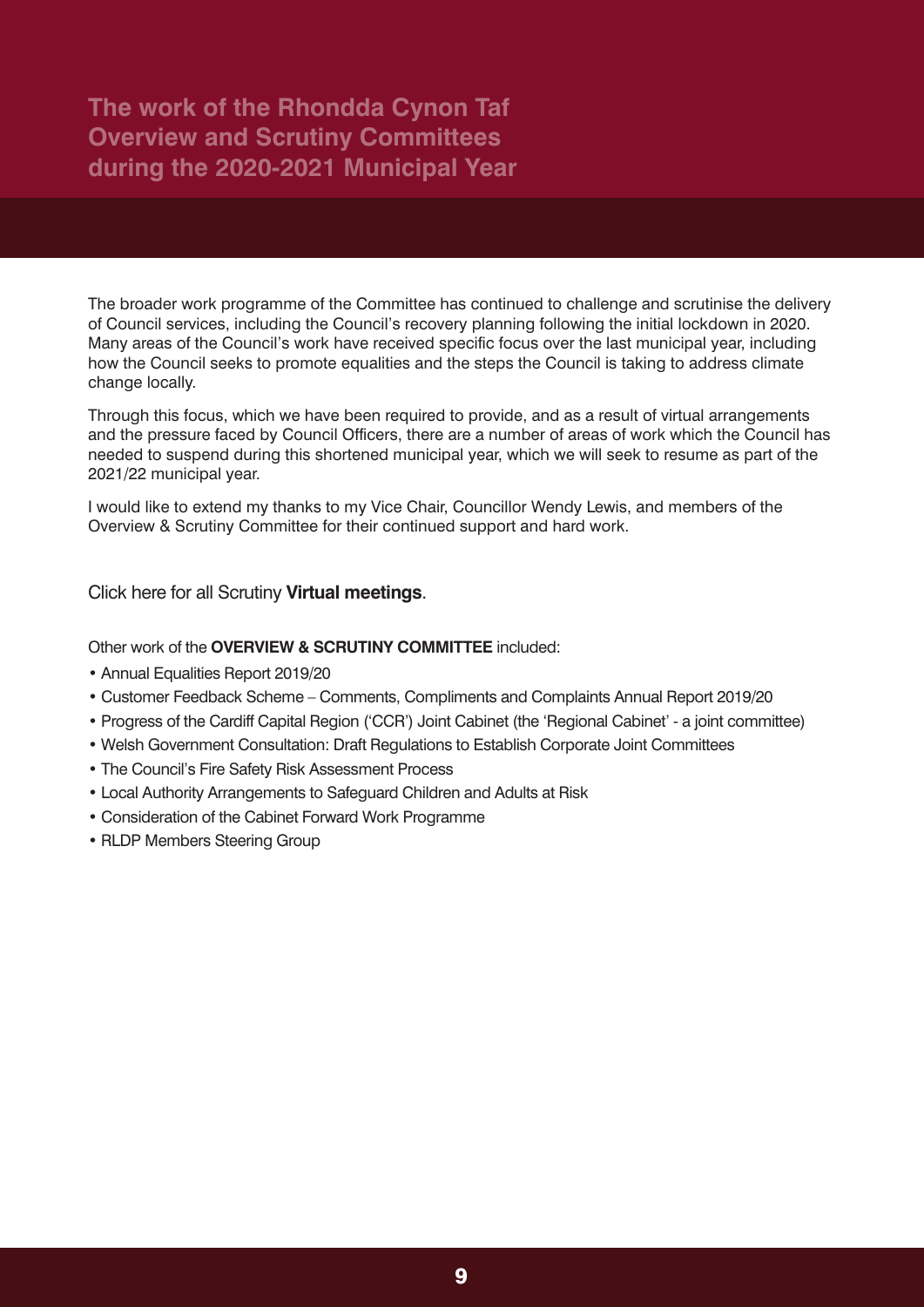# The work of the Rhondda Cynon Taf Overview and Scrutiny Committees during the 2020-2021 Municipal Year

The broader work programme of the Committee has continued to challenge and scrutinise the delivery of Council services, including the Council's recovery planning following the initial lockdown in 2020. Many areas of the Council's work have received specific focus over the last municipal year, including how the Council seeks to promote equalities and the steps the Council is taking to address climate change locally.

Through this focus, which we have been required to provide, and as a result of virtual arrangements and the pressure faced by Council Officers, there are a number of areas of work which the Council has needed to suspend during this shortened municipal year, which we will seek to resume as part of the 2021/22 municipal year.

I would like to extend my thanks to my Vice Chair, Councillor Wendy Lewis, and members of the Overview & Scrutiny Committee for their continued support and hard work.

Click here for all Scrutiny **Virtual meetings**.

Other work of the **OVERVIEW & SCRUTINY COMMITTEE** included:

- Annual Equalities Report 2019/20
- Customer Feedback Scheme – Comments, Compliments and Complaints Annual Report 2019/20
- Progress of the Cardiff Capital Region ('CCR') Joint Cabinet (the 'Regional Cabinet' - a joint committee)
- Welsh Government Consultation: Draft Regulations to Establish Corporate Joint Committees
- The Council's Fire Safety Risk Assessment Process
- Local Authority Arrangements to Safeguard Children and Adults at Risk
- Consideration of the Cabinet Forward Work Programme
- RLDP Members Steering Group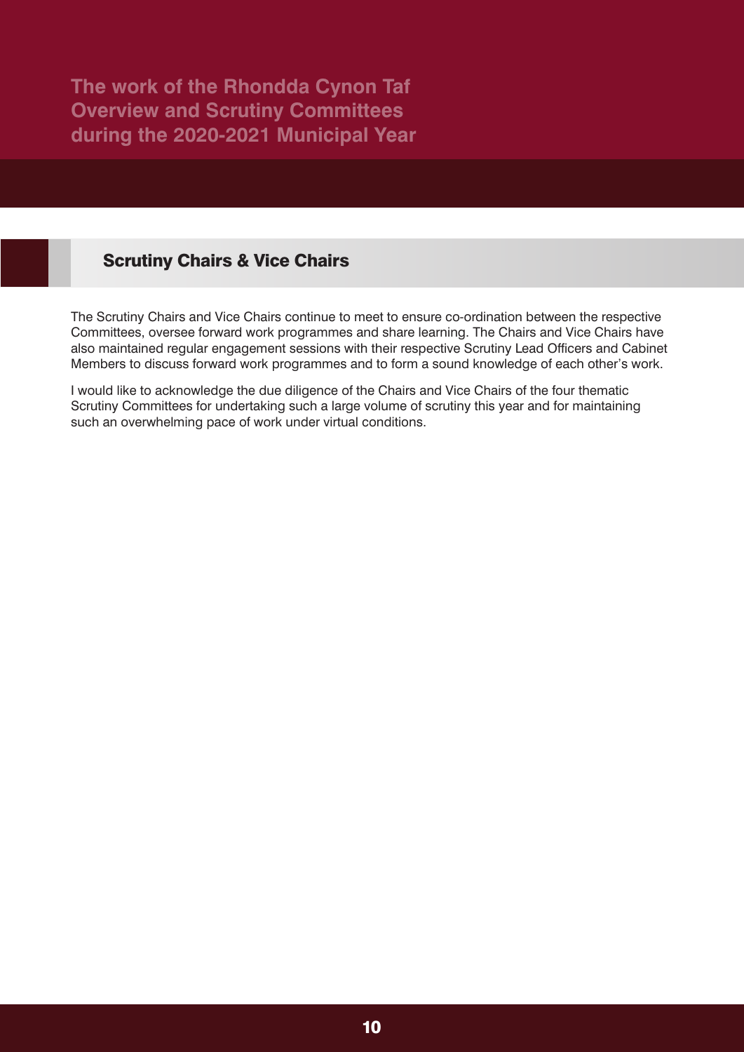## Scrutiny Chairs & Vice Chairs

The Scrutiny Chairs and Vice Chairs continue to meet to ensure co-ordination between the respective Committees, oversee forward work programmes and share learning. The Chairs and Vice Chairs have also maintained regular engagement sessions with their respective Scrutiny Lead Officers and Cabinet Members to discuss forward work programmes and to form a sound knowledge of each other's work.

I would like to acknowledge the due diligence of the Chairs and Vice Chairs of the four thematic Scrutiny Committees for undertaking such a large volume of scrutiny this year and for maintaining such an overwhelming pace of work under virtual conditions.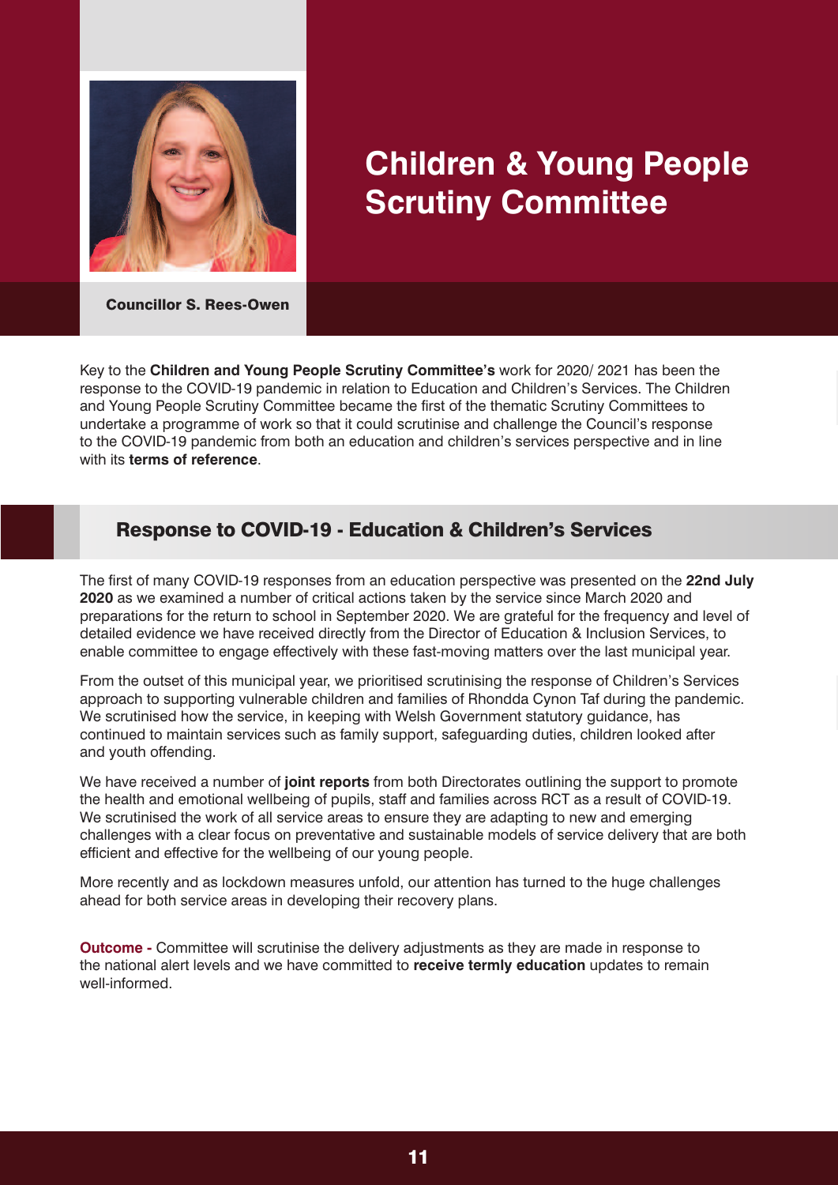Councillor S. Rees-Owen

# Children & Young People Scrutiny Committee

Key to the **Children and Young People Scrutiny Committee's** work for 2020/ 2021 has been the response to the COVID-19 pandemic in relation to Education and Children's Services. The Children and Young People Scrutiny Committee became the first of the thematic Scrutiny Committees to undertake a programme of work so that it could scrutinise and challenge the Council's response to the COVID-19 pandemic from both an education and children's services perspective and in line with its **terms of reference**.

## Response to COVID-19 - Education & Children's Services

The first of many COVID-19 responses from an education perspective was presented on the **22nd July 2020** as we examined a number of critical actions taken by the service since March 2020 and preparations for the return to school in September 2020. We are grateful for the frequency and level of detailed evidence we have received directly from the Director of Education & Inclusion Services, to enable committee to engage effectively with these fast-moving matters over the last municipal year.

From the outset of this municipal year, we prioritised scrutinising the response of Children's Services approach to supporting vulnerable children and families of Rhondda Cynon Taf during the pandemic. We scrutinised how the service, in keeping with Welsh Government statutory guidance, has continued to maintain services such as family support, safeguarding duties, children looked after and youth offending.

We have received a number of **joint reports** from both Directorates outlining the support to promote the health and emotional wellbeing of pupils, staff and families across RCT as a result of COVID-19. We scrutinised the work of all service areas to ensure they are adapting to new and emerging challenges with a clear focus on preventative and sustainable models of service delivery that are both efficient and effective for the wellbeing of our young people.

More recently and as lockdown measures unfold, our attention has turned to the huge challenges ahead for both service areas in developing their recovery plans.

**Outcome -** Committee will scrutinise the delivery adjustments as they are made in response to the national alert levels and we have committed to **receive termly education** updates to remain well-informed.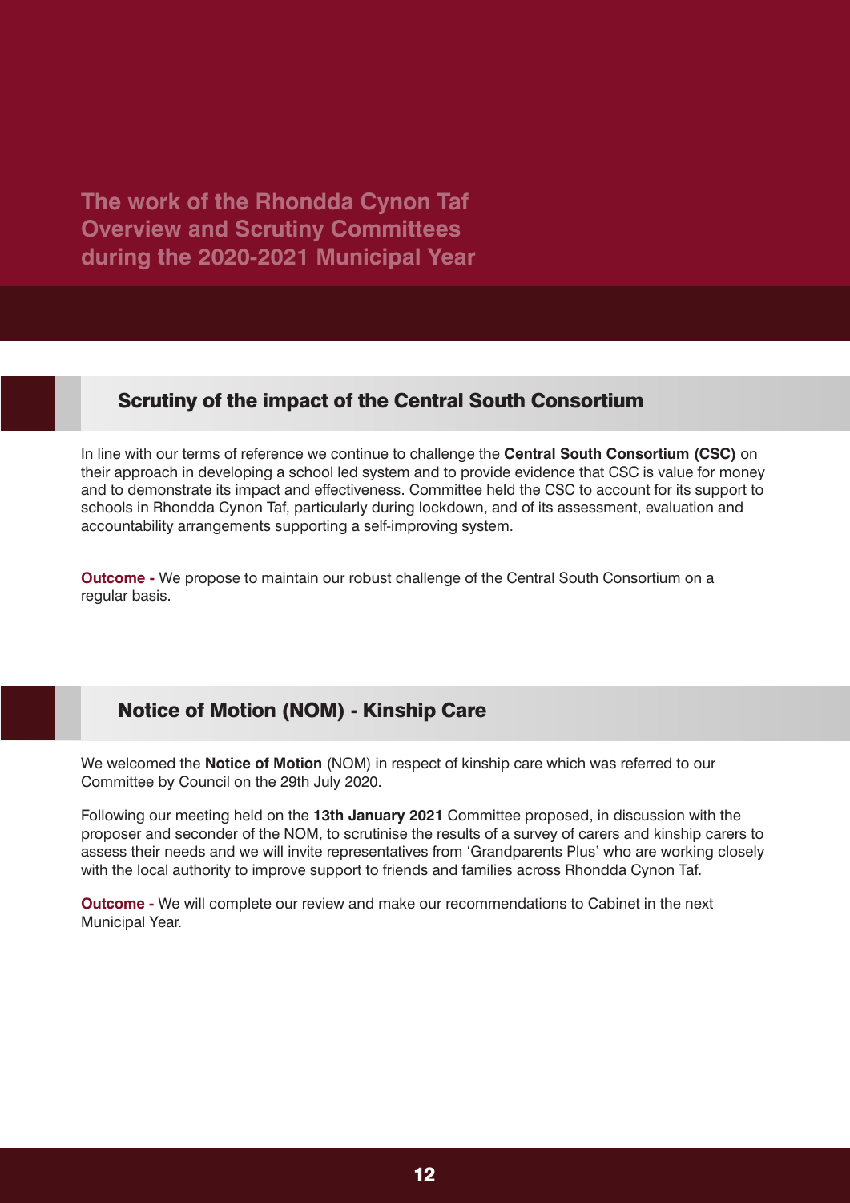# The work of the Rhondda Cynon Taf Overview and Scrutiny Committees during the 2020-2021 Municipal Year

## Scrutiny of the impact of the Central South Consortium

In line with our terms of reference we continue to challenge the **Central South Consortium (CSC)** on their approach in developing a school led system and to provide evidence that CSC is value for money and to demonstrate its impact and effectiveness. Committee held the CSC to account for its support to schools in Rhondda Cynon Taf, particularly during lockdown, and of its assessment, evaluation and accountability arrangements supporting a self-improving system.

**Outcome -** We propose to maintain our robust challenge of the Central South Consortium on a regular basis.

## Notice of Motion (NOM) - Kinship Care

We welcomed the **Notice of Motion** (NOM) in respect of kinship care which was referred to our Committee by Council on the 29th July 2020.

Following our meeting held on the **13th January 2021** Committee proposed, in discussion with the proposer and seconder of the NOM, to scrutinise the results of a survey of carers and kinship carers to assess their needs and we will invite representatives from 'Grandparents Plus' who are working closely with the local authority to improve support to friends and families across Rhondda Cynon Taf.

**Outcome -** We will complete our review and make our recommendations to Cabinet in the next Municipal Year.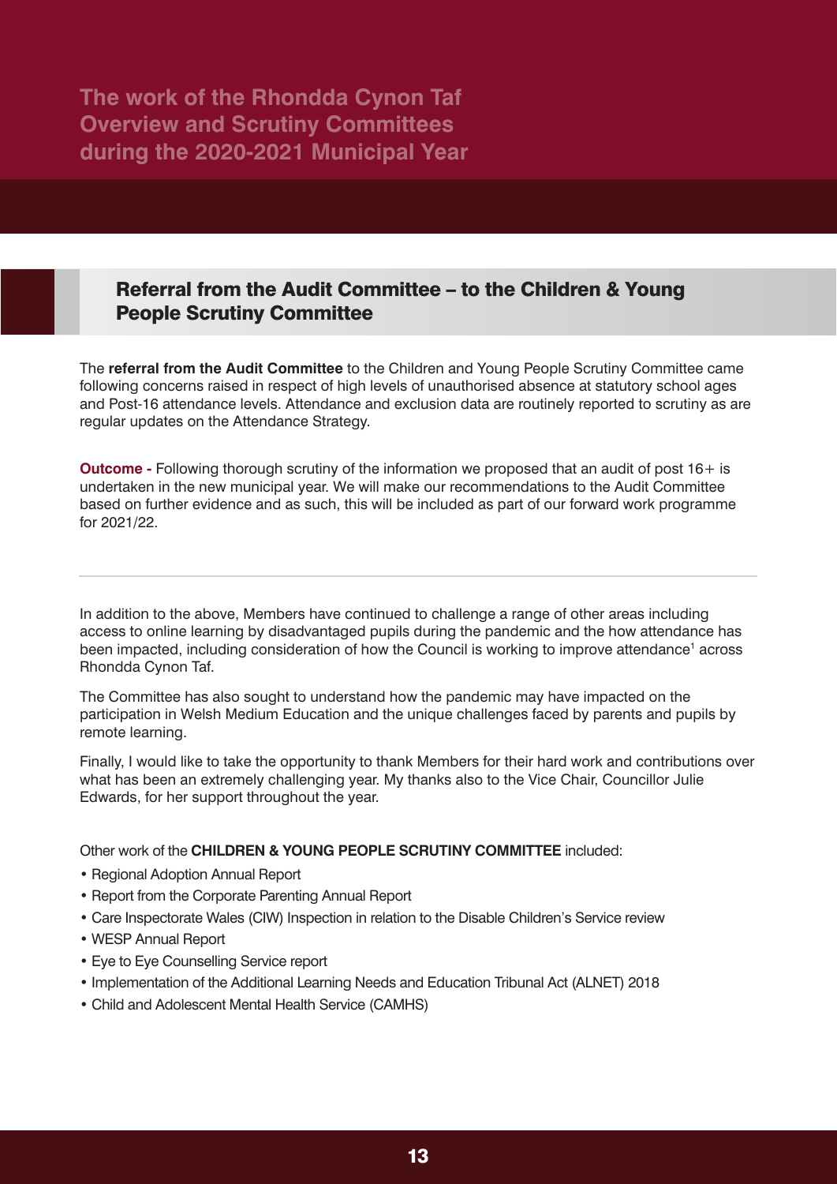## Referral from the Audit Committee – to the Children & Young People Scrutiny Committee

The **referral from the Audit Committee** to the Children and Young People Scrutiny Committee came following concerns raised in respect of high levels of unauthorised absence at statutory school ages and Post-16 attendance levels. Attendance and exclusion data are routinely reported to scrutiny as are regular updates on the Attendance Strategy.

**Outcome -** Following thorough scrutiny of the information we proposed that an audit of post 16+ is undertaken in the new municipal year. We will make our recommendations to the Audit Committee based on further evidence and as such, this will be included as part of our forward work programme for 2021/22.

---

In addition to the above, Members have continued to challenge a range of other areas including access to online learning by disadvantaged pupils during the pandemic and the how attendance has been impacted, including consideration of how the Council is working to improve attendance[1] across Rhondda Cynon Taf.

The Committee has also sought to understand how the pandemic may have impacted on the participation in Welsh Medium Education and the unique challenges faced by parents and pupils by remote learning.

Finally, I would like to take the opportunity to thank Members for their hard work and contributions over what has been an extremely challenging year. My thanks also to the Vice Chair, Councillor Julie Edwards, for her support throughout the year.

Other work of the **CHILDREN & YOUNG PEOPLE SCRUTINY COMMITTEE** included:

- Regional Adoption Annual Report
- Report from the Corporate Parenting Annual Report
- Care Inspectorate Wales (CIW) Inspection in relation to the Disable Children's Service review
- WESP Annual Report
- Eye to Eye Counselling Service report
- Implementation of the Additional Learning Needs and Education Tribunal Act (ALNET) 2018
- Child and Adolescent Mental Health Service (CAMHS)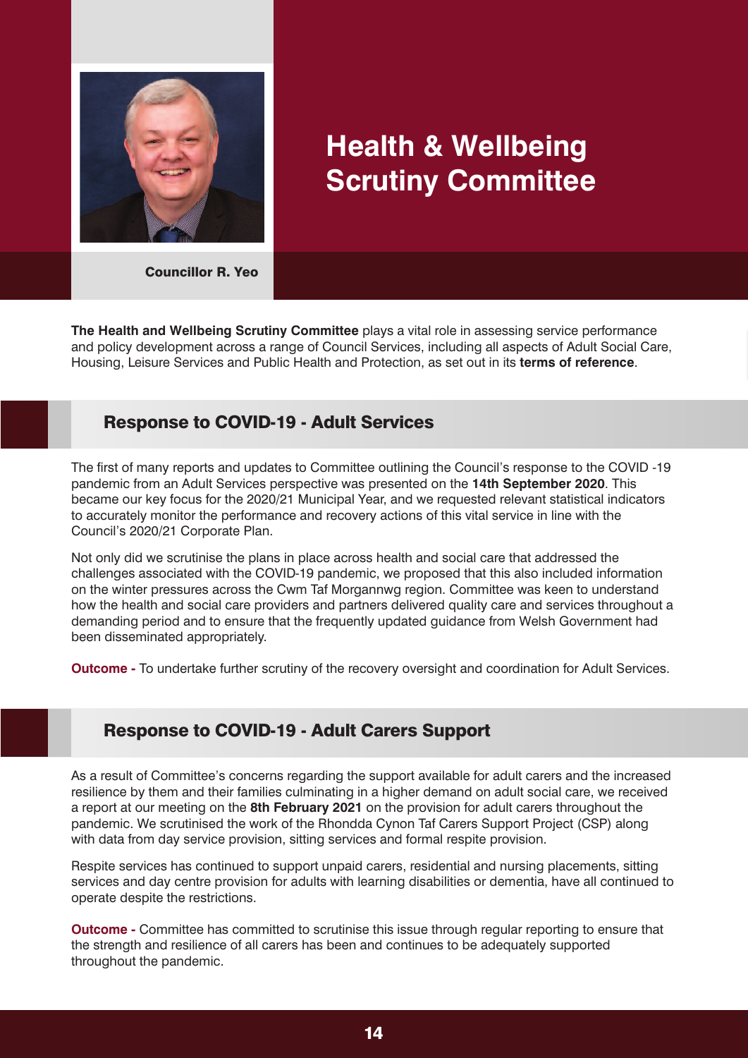# Health & Wellbeing Scrutiny Committee

**Councillor R. Yeo**

**The Health and Wellbeing Scrutiny Committee** plays a vital role in assessing service performance and policy development across a range of Council Services, including all aspects of Adult Social Care, Housing, Leisure Services and Public Health and Protection, as set out in its **terms of reference**.

## Response to COVID-19 - Adult Services

The first of many reports and updates to Committee outlining the Council's response to the COVID -19 pandemic from an Adult Services perspective was presented on the **14th September 2020**. This became our key focus for the 2020/21 Municipal Year, and we requested relevant statistical indicators to accurately monitor the performance and recovery actions of this vital service in line with the Council's 2020/21 Corporate Plan.

Not only did we scrutinise the plans in place across health and social care that addressed the challenges associated with the COVID-19 pandemic, we proposed that this also included information on the winter pressures across the Cwm Taf Morgannwg region. Committee was keen to understand how the health and social care providers and partners delivered quality care and services throughout a demanding period and to ensure that the frequently updated guidance from Welsh Government had been disseminated appropriately.

**Outcome -** To undertake further scrutiny of the recovery oversight and coordination for Adult Services.

## Response to COVID-19 - Adult Carers Support

As a result of Committee's concerns regarding the support available for adult carers and the increased resilience by them and their families culminating in a higher demand on adult social care, we received a report at our meeting on the **8th February 2021** on the provision for adult carers throughout the pandemic. We scrutinised the work of the Rhondda Cynon Taf Carers Support Project (CSP) along with data from day service provision, sitting services and formal respite provision.

Respite services has continued to support unpaid carers, residential and nursing placements, sitting services and day centre provision for adults with learning disabilities or dementia, have all continued to operate despite the restrictions.

**Outcome -** Committee has committed to scrutinise this issue through regular reporting to ensure that the strength and resilience of all carers has been and continues to be adequately supported throughout the pandemic.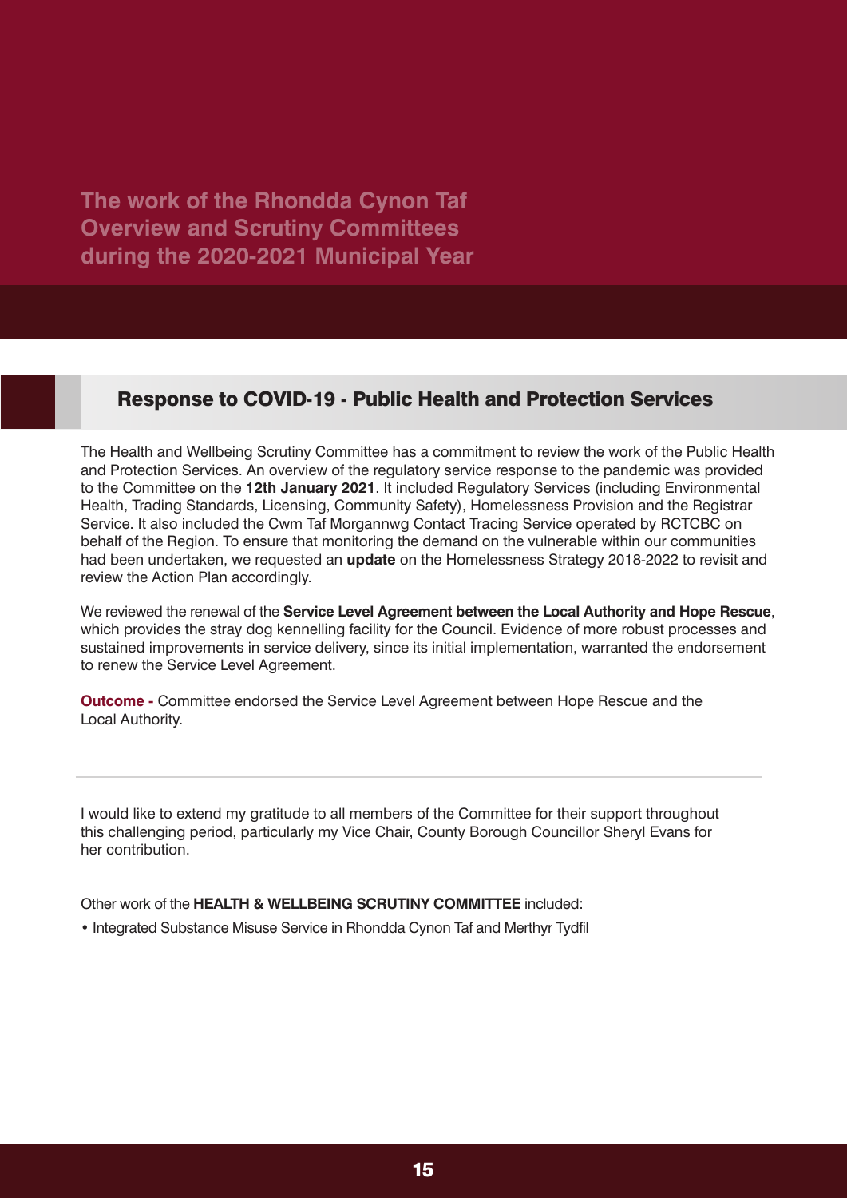# The work of the Rhondda Cynon Taf Overview and Scrutiny Committees during the 2020-2021 Municipal Year

## Response to COVID-19 - Public Health and Protection Services

The Health and Wellbeing Scrutiny Committee has a commitment to review the work of the Public Health and Protection Services. An overview of the regulatory service response to the pandemic was provided to the Committee on the **12th January 2021**. It included Regulatory Services (including Environmental Health, Trading Standards, Licensing, Community Safety), Homelessness Provision and the Registrar Service. It also included the Cwm Taf Morgannwg Contact Tracing Service operated by RCTCBC on behalf of the Region. To ensure that monitoring the demand on the vulnerable within our communities had been undertaken, we requested an **update** on the Homelessness Strategy 2018-2022 to revisit and review the Action Plan accordingly.

We reviewed the renewal of the **Service Level Agreement between the Local Authority and Hope Rescue**, which provides the stray dog kennelling facility for the Council. Evidence of more robust processes and sustained improvements in service delivery, since its initial implementation, warranted the endorsement to renew the Service Level Agreement.

**Outcome -** Committee endorsed the Service Level Agreement between Hope Rescue and the Local Authority.

---

I would like to extend my gratitude to all members of the Committee for their support throughout this challenging period, particularly my Vice Chair, County Borough Councillor Sheryl Evans for her contribution.

Other work of the **HEALTH & WELLBEING SCRUTINY COMMITTEE** included:

- Integrated Substance Misuse Service in Rhondda Cynon Taf and Merthyr Tydfil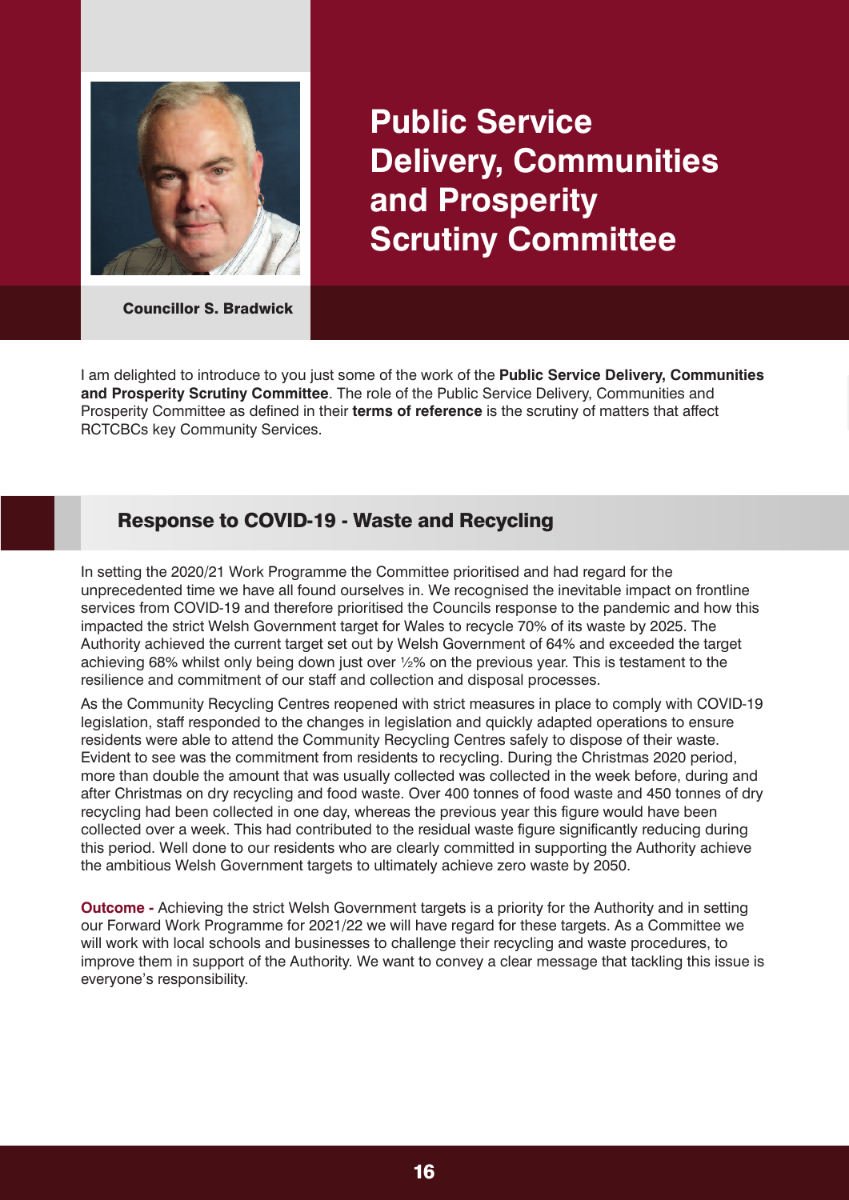# Public Service Delivery, Communities and Prosperity Scrutiny Committee

**Councillor S. Bradwick**

I am delighted to introduce to you just some of the work of the **Public Service Delivery, Communities and Prosperity Scrutiny Committee**. The role of the Public Service Delivery, Communities and Prosperity Committee as defined in their **terms of reference** is the scrutiny of matters that affect RCTCBCs key Community Services.

## Response to COVID-19 - Waste and Recycling

In setting the 2020/21 Work Programme the Committee prioritised and had regard for the unprecedented time we have all found ourselves in. We recognised the inevitable impact on frontline services from COVID-19 and therefore prioritised the Councils response to the pandemic and how this impacted the strict Welsh Government target for Wales to recycle 70% of its waste by 2025. The Authority achieved the current target set out by Welsh Government of 64% and exceeded the target achieving 68% whilst only being down just over ½% on the previous year. This is testament to the resilience and commitment of our staff and collection and disposal processes.

As the Community Recycling Centres reopened with strict measures in place to comply with COVID-19 legislation, staff responded to the changes in legislation and quickly adapted operations to ensure residents were able to attend the Community Recycling Centres safely to dispose of their waste. Evident to see was the commitment from residents to recycling. During the Christmas 2020 period, more than double the amount that was usually collected was collected in the week before, during and after Christmas on dry recycling and food waste. Over 400 tonnes of food waste and 450 tonnes of dry recycling had been collected in one day, whereas the previous year this figure would have been collected over a week. This had contributed to the residual waste figure significantly reducing during this period. Well done to our residents who are clearly committed in supporting the Authority achieve the ambitious Welsh Government targets to ultimately achieve zero waste by 2050.

**Outcome -** Achieving the strict Welsh Government targets is a priority for the Authority and in setting our Forward Work Programme for 2021/22 we will have regard for these targets. As a Committee we will work with local schools and businesses to challenge their recycling and waste procedures, to improve them in support of the Authority. We want to convey a clear message that tackling this issue is everyone's responsibility.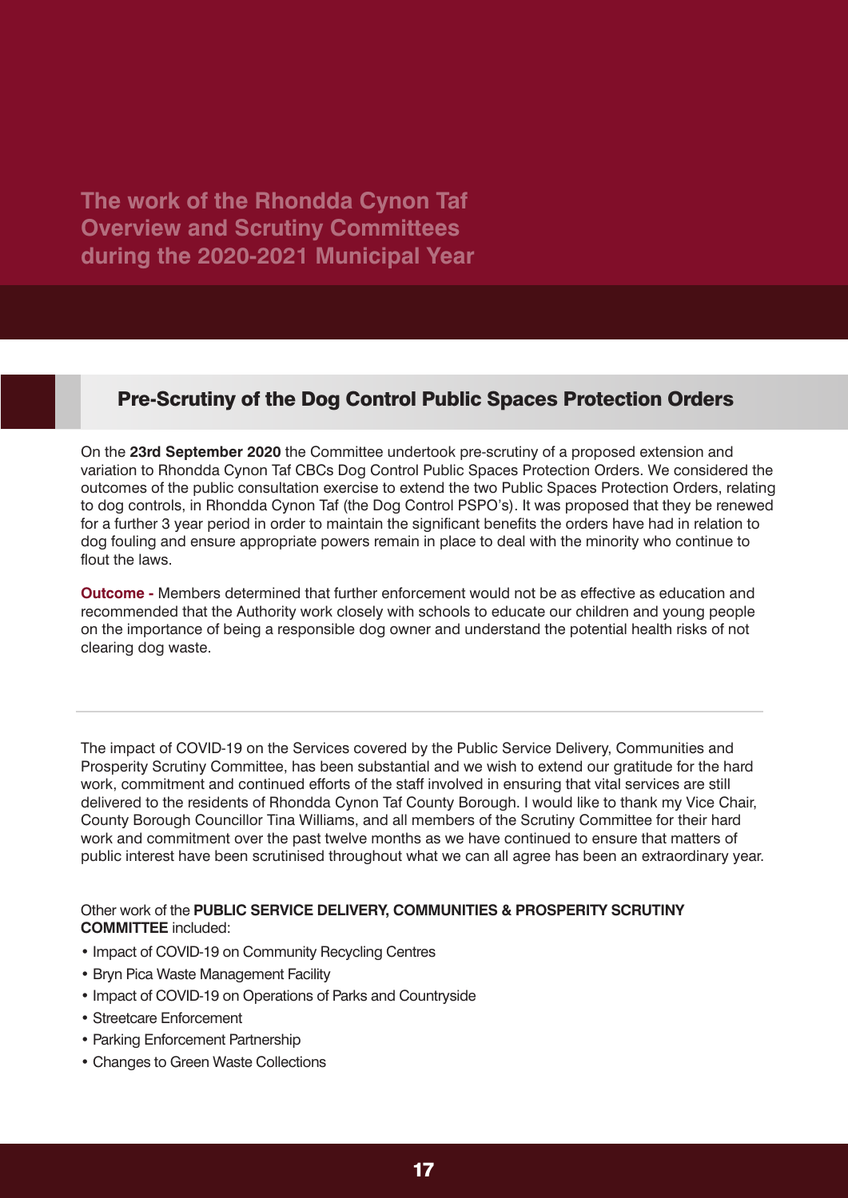## Pre-Scrutiny of the Dog Control Public Spaces Protection Orders

On the **23rd September 2020** the Committee undertook pre-scrutiny of a proposed extension and variation to Rhondda Cynon Taf CBCs Dog Control Public Spaces Protection Orders. We considered the outcomes of the public consultation exercise to extend the two Public Spaces Protection Orders, relating to dog controls, in Rhondda Cynon Taf (the Dog Control PSPO's). It was proposed that they be renewed for a further 3 year period in order to maintain the significant benefits the orders have had in relation to dog fouling and ensure appropriate powers remain in place to deal with the minority who continue to flout the laws.

**Outcome -** Members determined that further enforcement would not be as effective as education and recommended that the Authority work closely with schools to educate our children and young people on the importance of being a responsible dog owner and understand the potential health risks of not clearing dog waste.

---

The impact of COVID-19 on the Services covered by the Public Service Delivery, Communities and Prosperity Scrutiny Committee, has been substantial and we wish to extend our gratitude for the hard work, commitment and continued efforts of the staff involved in ensuring that vital services are still delivered to the residents of Rhondda Cynon Taf County Borough. I would like to thank my Vice Chair, County Borough Councillor Tina Williams, and all members of the Scrutiny Committee for their hard work and commitment over the past twelve months as we have continued to ensure that matters of public interest have been scrutinised throughout what we can all agree has been an extraordinary year.

Other work of the **PUBLIC SERVICE DELIVERY, COMMUNITIES & PROSPERITY SCRUTINY COMMITTEE** included:

- Impact of COVID-19 on Community Recycling Centres
- Bryn Pica Waste Management Facility
- Impact of COVID-19 on Operations of Parks and Countryside
- Streetcare Enforcement
- Parking Enforcement Partnership
- Changes to Green Waste Collections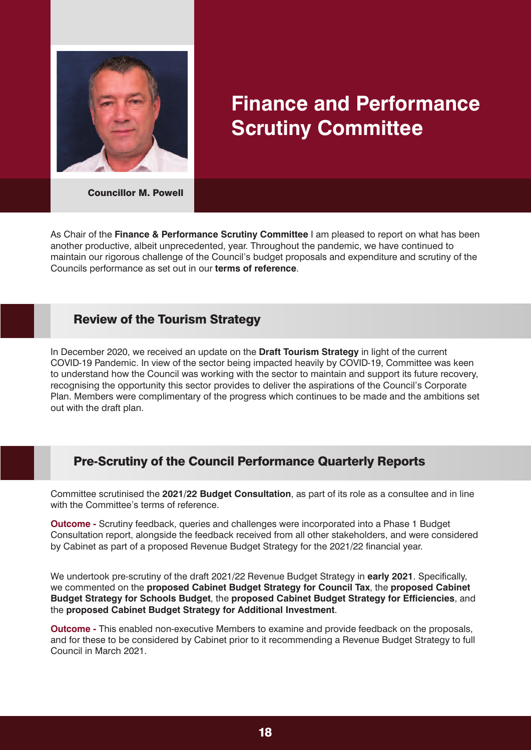# Finance and Performance Scrutiny Committee

**Councillor M. Powell**

As Chair of the **Finance & Performance Scrutiny Committee** I am pleased to report on what has been another productive, albeit unprecedented, year. Throughout the pandemic, we have continued to maintain our rigorous challenge of the Council's budget proposals and expenditure and scrutiny of the Councils performance as set out in our **terms of reference**.

## Review of the Tourism Strategy

In December 2020, we received an update on the **Draft Tourism Strategy** in light of the current COVID-19 Pandemic. In view of the sector being impacted heavily by COVID-19, Committee was keen to understand how the Council was working with the sector to maintain and support its future recovery, recognising the opportunity this sector provides to deliver the aspirations of the Council's Corporate Plan. Members were complimentary of the progress which continues to be made and the ambitions set out with the draft plan.

## Pre-Scrutiny of the Council Performance Quarterly Reports

Committee scrutinised the **2021/22 Budget Consultation**, as part of its role as a consultee and in line with the Committee's terms of reference.

**Outcome -** Scrutiny feedback, queries and challenges were incorporated into a Phase 1 Budget Consultation report, alongside the feedback received from all other stakeholders, and were considered by Cabinet as part of a proposed Revenue Budget Strategy for the 2021/22 financial year.

We undertook pre-scrutiny of the draft 2021/22 Revenue Budget Strategy in **early 2021**. Specifically, we commented on the **proposed Cabinet Budget Strategy for Council Tax**, the **proposed Cabinet Budget Strategy for Schools Budget**, the **proposed Cabinet Budget Strategy for Efficiencies**, and the **proposed Cabinet Budget Strategy for Additional Investment**.

**Outcome -** This enabled non-executive Members to examine and provide feedback on the proposals, and for these to be considered by Cabinet prior to it recommending a Revenue Budget Strategy to full Council in March 2021.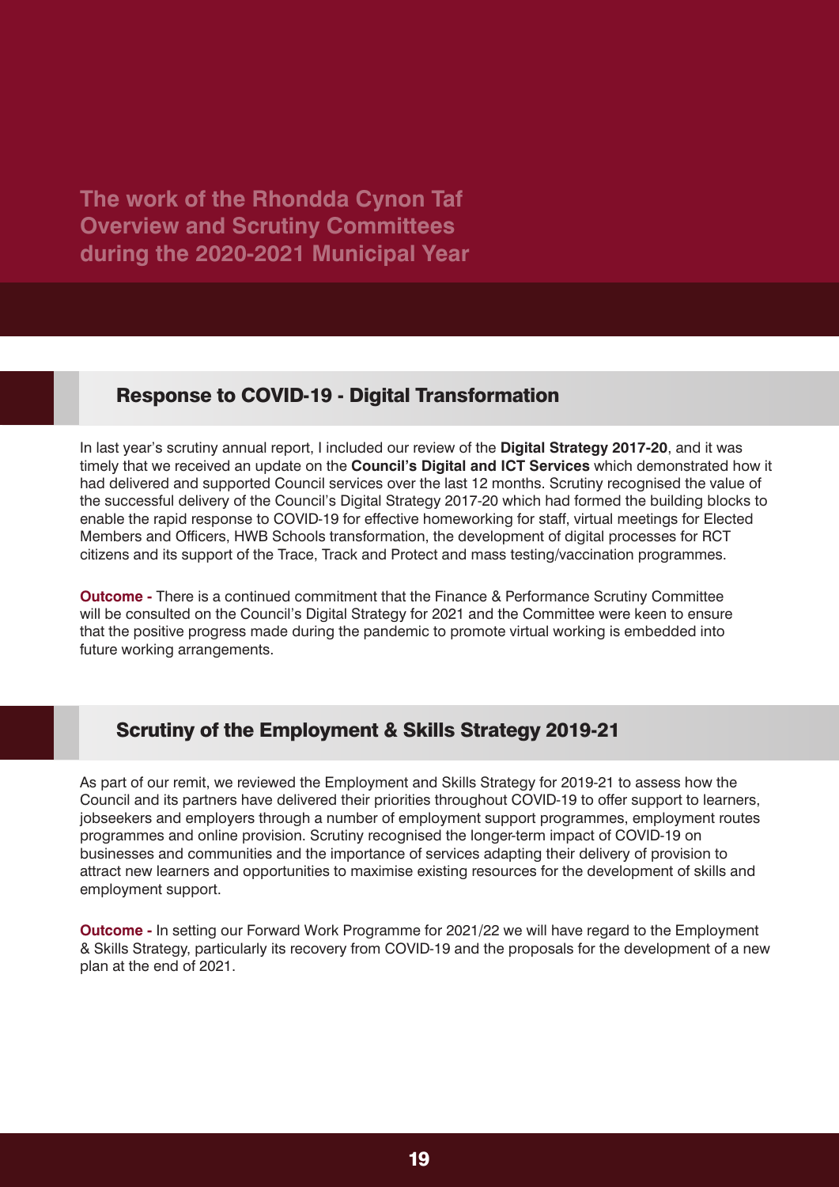The work of the Rhondda Cynon Taf Overview and Scrutiny Committees during the 2020-2021 Municipal Year

## Response to COVID-19 - Digital Transformation

In last year's scrutiny annual report, I included our review of the **Digital Strategy 2017-20**, and it was timely that we received an update on the **Council's Digital and ICT Services** which demonstrated how it had delivered and supported Council services over the last 12 months. Scrutiny recognised the value of the successful delivery of the Council's Digital Strategy 2017-20 which had formed the building blocks to enable the rapid response to COVID-19 for effective homeworking for staff, virtual meetings for Elected Members and Officers, HWB Schools transformation, the development of digital processes for RCT citizens and its support of the Trace, Track and Protect and mass testing/vaccination programmes.

**Outcome -** There is a continued commitment that the Finance & Performance Scrutiny Committee will be consulted on the Council's Digital Strategy for 2021 and the Committee were keen to ensure that the positive progress made during the pandemic to promote virtual working is embedded into future working arrangements.

## Scrutiny of the Employment & Skills Strategy 2019-21

As part of our remit, we reviewed the Employment and Skills Strategy for 2019-21 to assess how the Council and its partners have delivered their priorities throughout COVID-19 to offer support to learners, jobseekers and employers through a number of employment support programmes, employment routes programmes and online provision. Scrutiny recognised the longer-term impact of COVID-19 on businesses and communities and the importance of services adapting their delivery of provision to attract new learners and opportunities to maximise existing resources for the development of skills and employment support.

**Outcome -** In setting our Forward Work Programme for 2021/22 we will have regard to the Employment & Skills Strategy, particularly its recovery from COVID-19 and the proposals for the development of a new plan at the end of 2021.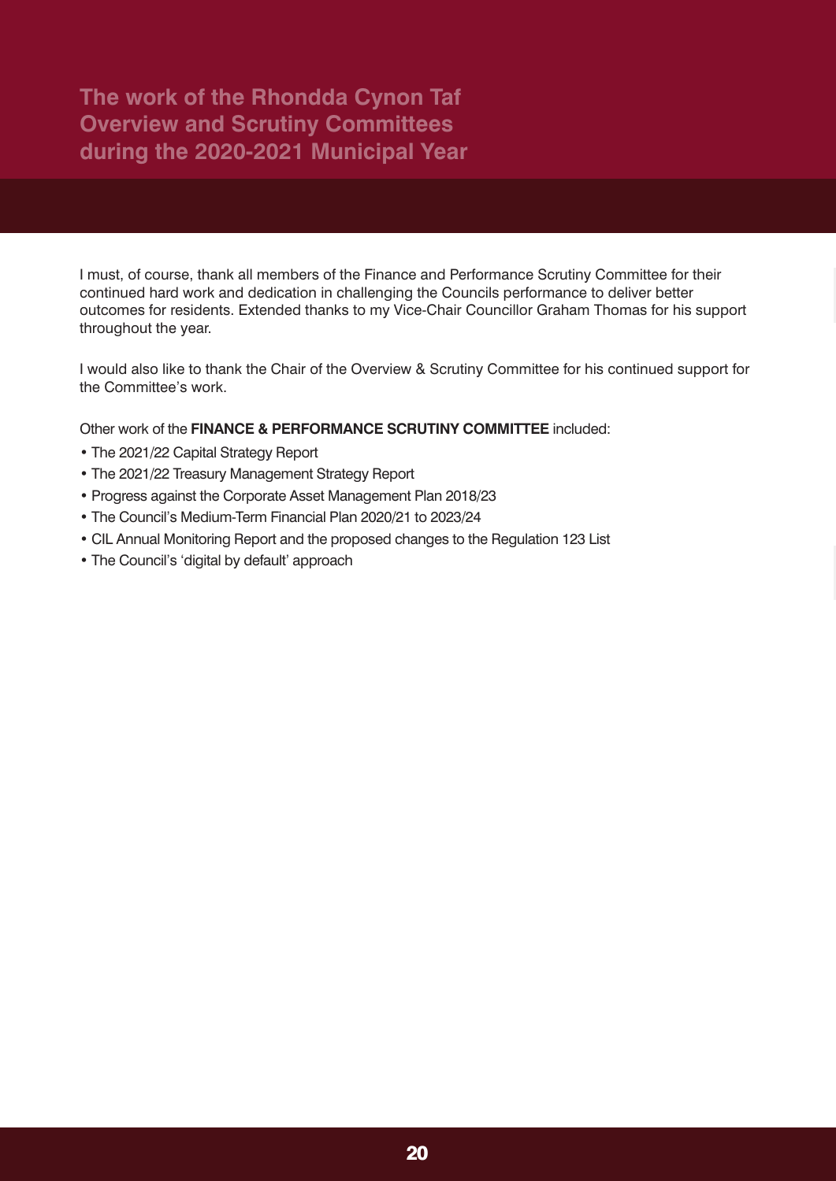I must, of course, thank all members of the Finance and Performance Scrutiny Committee for their continued hard work and dedication in challenging the Councils performance to deliver better outcomes for residents. Extended thanks to my Vice-Chair Councillor Graham Thomas for his support throughout the year.

I would also like to thank the Chair of the Overview & Scrutiny Committee for his continued support for the Committee's work.

Other work of the **FINANCE & PERFORMANCE SCRUTINY COMMITTEE** included:

- The 2021/22 Capital Strategy Report
- The 2021/22 Treasury Management Strategy Report
- Progress against the Corporate Asset Management Plan 2018/23
- The Council's Medium-Term Financial Plan 2020/21 to 2023/24
- CIL Annual Monitoring Report and the proposed changes to the Regulation 123 List
- The Council's 'digital by default' approach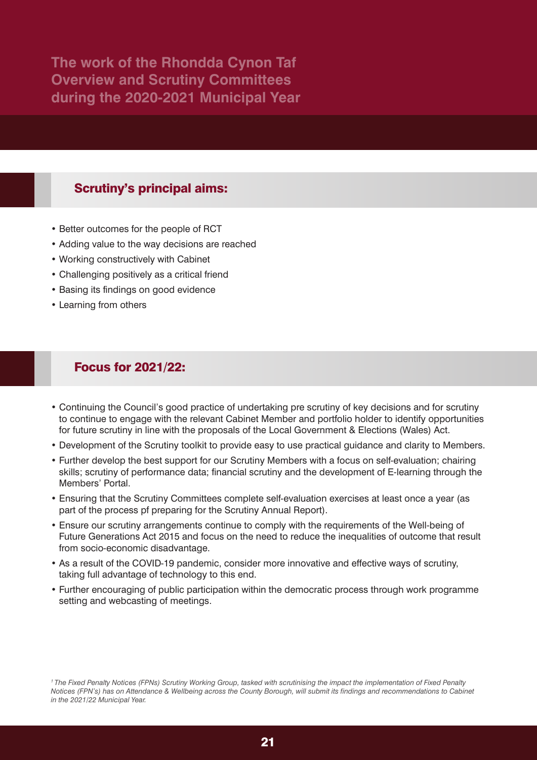# The work of the Rhondda Cynon Taf Overview and Scrutiny Committees during the 2020-2021 Municipal Year

## Scrutiny's principal aims:

- Better outcomes for the people of RCT
- Adding value to the way decisions are reached
- Working constructively with Cabinet
- Challenging positively as a critical friend
- Basing its findings on good evidence
- Learning from others

## Focus for 2021/22:

- Continuing the Council's good practice of undertaking pre scrutiny of key decisions and for scrutiny to continue to engage with the relevant Cabinet Member and portfolio holder to identify opportunities for future scrutiny in line with the proposals of the Local Government & Elections (Wales) Act.
- Development of the Scrutiny toolkit to provide easy to use practical guidance and clarity to Members.
- Further develop the best support for our Scrutiny Members with a focus on self-evaluation; chairing skills; scrutiny of performance data; financial scrutiny and the development of E-learning through the Members' Portal.
- Ensuring that the Scrutiny Committees complete self-evaluation exercises at least once a year (as part of the process pf preparing for the Scrutiny Annual Report).
- Ensure our scrutiny arrangements continue to comply with the requirements of the Well-being of Future Generations Act 2015 and focus on the need to reduce the inequalities of outcome that result from socio-economic disadvantage.
- As a result of the COVID-19 pandemic, consider more innovative and effective ways of scrutiny, taking full advantage of technology to this end.
- Further encouraging of public participation within the democratic process through work programme setting and webcasting of meetings.

*[1] The Fixed Penalty Notices (FPNs) Scrutiny Working Group, tasked with scrutinising the impact the implementation of Fixed Penalty Notices (FPN's) has on Attendance & Wellbeing across the County Borough, will submit its findings and recommendations to Cabinet in the 2021/22 Municipal Year.*